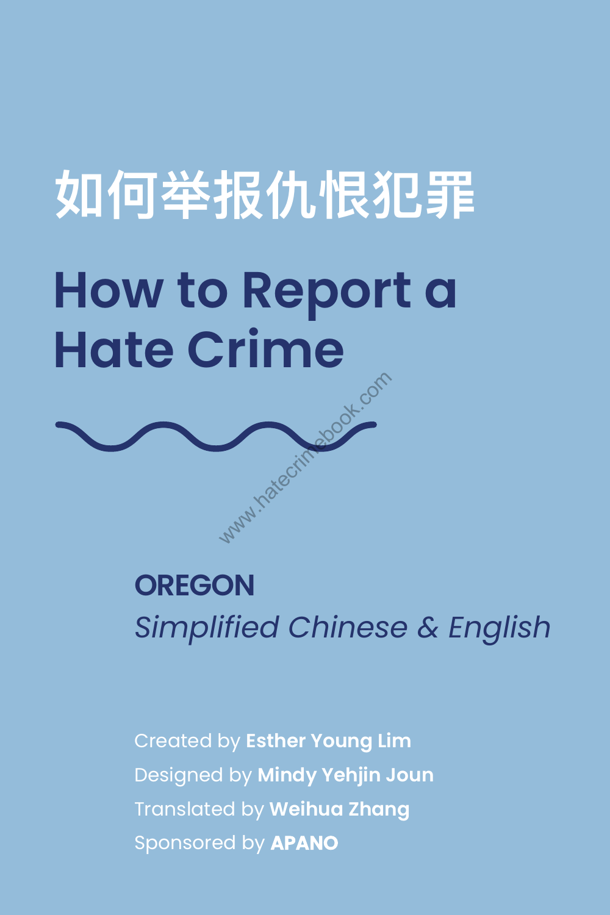# 如何举报仇恨犯罪

# How to Report a Hate Crime

www.hatecrimebook.com

**OREGON**

*Simplified Chinese & English*

Created by **Esther Young Lim**

Designed by **Mindy Yehjin Joun**

Translated by **Weihua Zhang**

Sponsored by **APANO**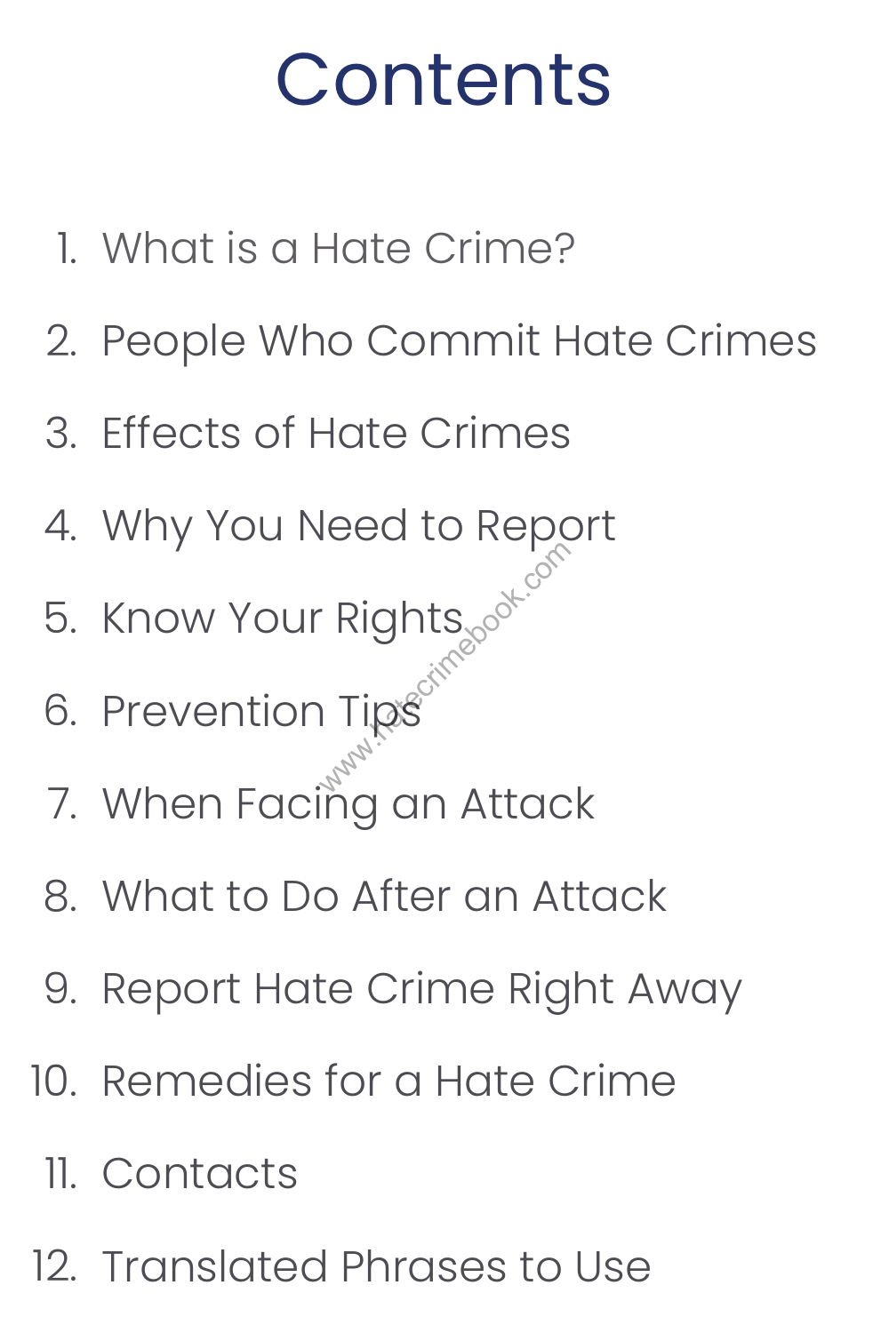# Contents

1. What is a Hate Crime?
2. People Who Commit Hate Crimes
3. Effects of Hate Crimes
4. Why You Need to Report
5. Know Your Rights
6. Prevention Tips
7. When Facing an Attack
8. What to Do After an Attack
9. Report Hate Crime Right Away
10. Remedies for a Hate Crime
11. Contacts
12. Translated Phrases to Use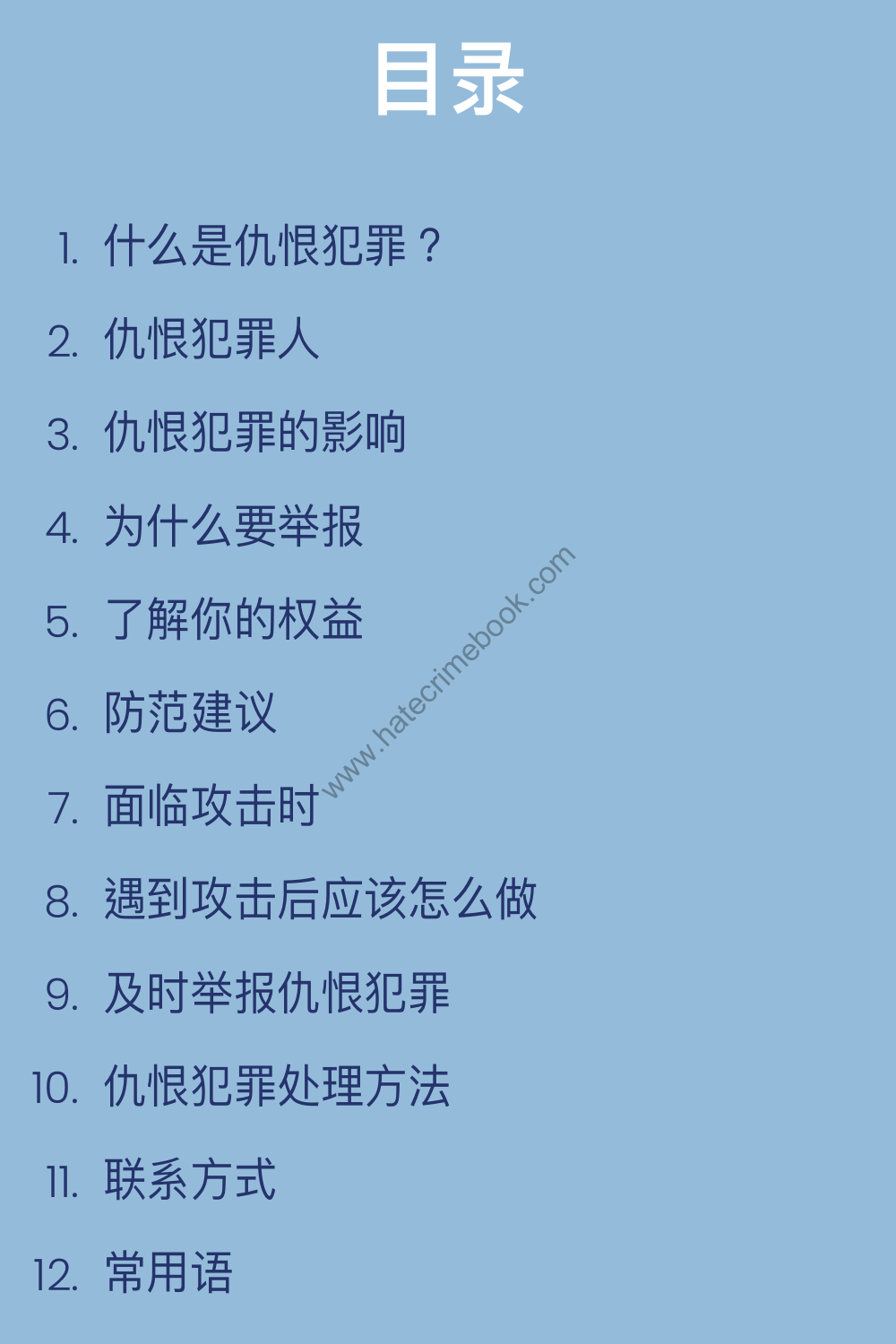# 目录

1. 什么是仇恨犯罪？
2. 仇恨犯罪人
3. 仇恨犯罪的影响
4. 为什么要举报
5. 了解你的权益
6. 防范建议
7. 面临攻击时
8. 遇到攻击后应该怎么做
9. 及时举报仇恨犯罪
10. 仇恨犯罪处理方法
11. 联系方式
12. 常用语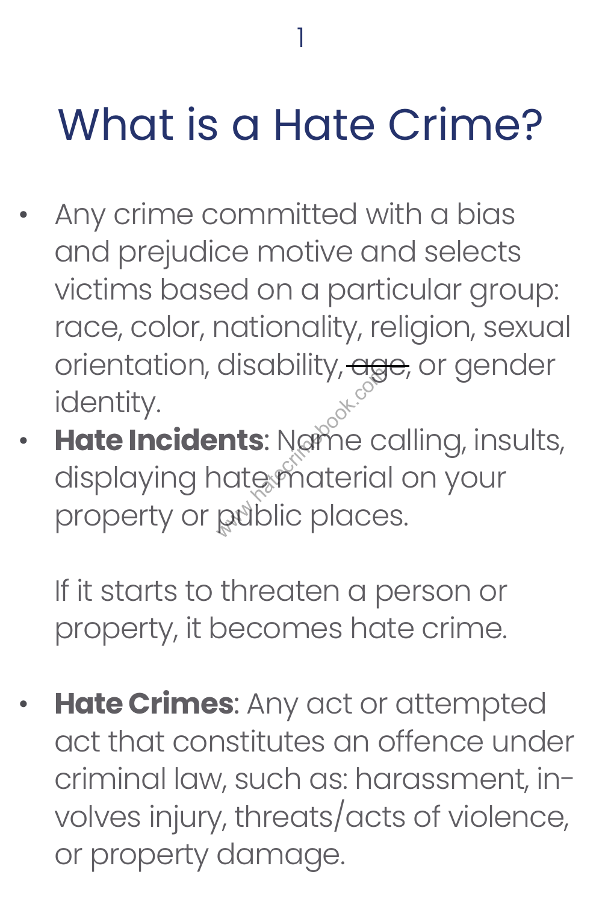# What is a Hate Crime?

- Any crime committed with a bias and prejudice motive and selects victims based on a particular group: race, color, nationality, religion, sexual orientation, disability, ~~age~~, or gender identity.
- **Hate Incidents**: Name calling, insults, displaying hate material on your property or public places.

  If it starts to threaten a person or property, it becomes hate crime.

- **Hate Crimes**: Any act or attempted act that constitutes an offence under criminal law, such as: harassment, involves injury, threats/acts of violence, or property damage.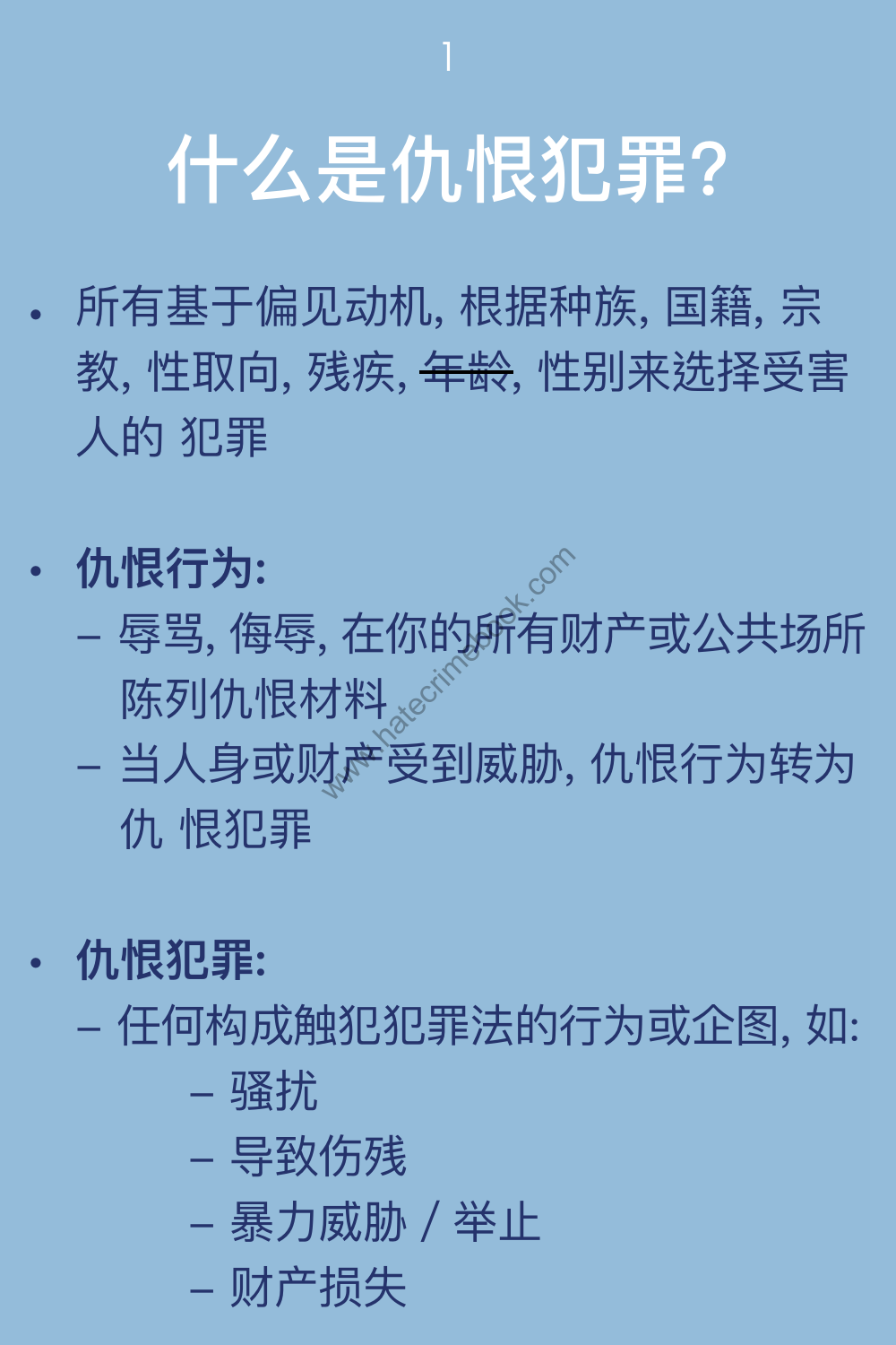# 什么是仇恨犯罪?

- 所有基于偏见动机, 根据种族, 国籍, 宗教, 性取向, 残疾, ~~年龄~~, 性别来选择受害人的 犯罪

- **仇恨行为:**
  - 辱骂, 侮辱, 在你的所有财产或公共场所陈列仇恨材料
  - 当人身或财产受到威胁, 仇恨行为转为仇 恨犯罪

- **仇恨犯罪:**
  - 任何构成触犯犯罪法的行为或企图, 如:
    - 骚扰
    - 导致伤残
    - 暴力威胁 / 举止
    - 财产损失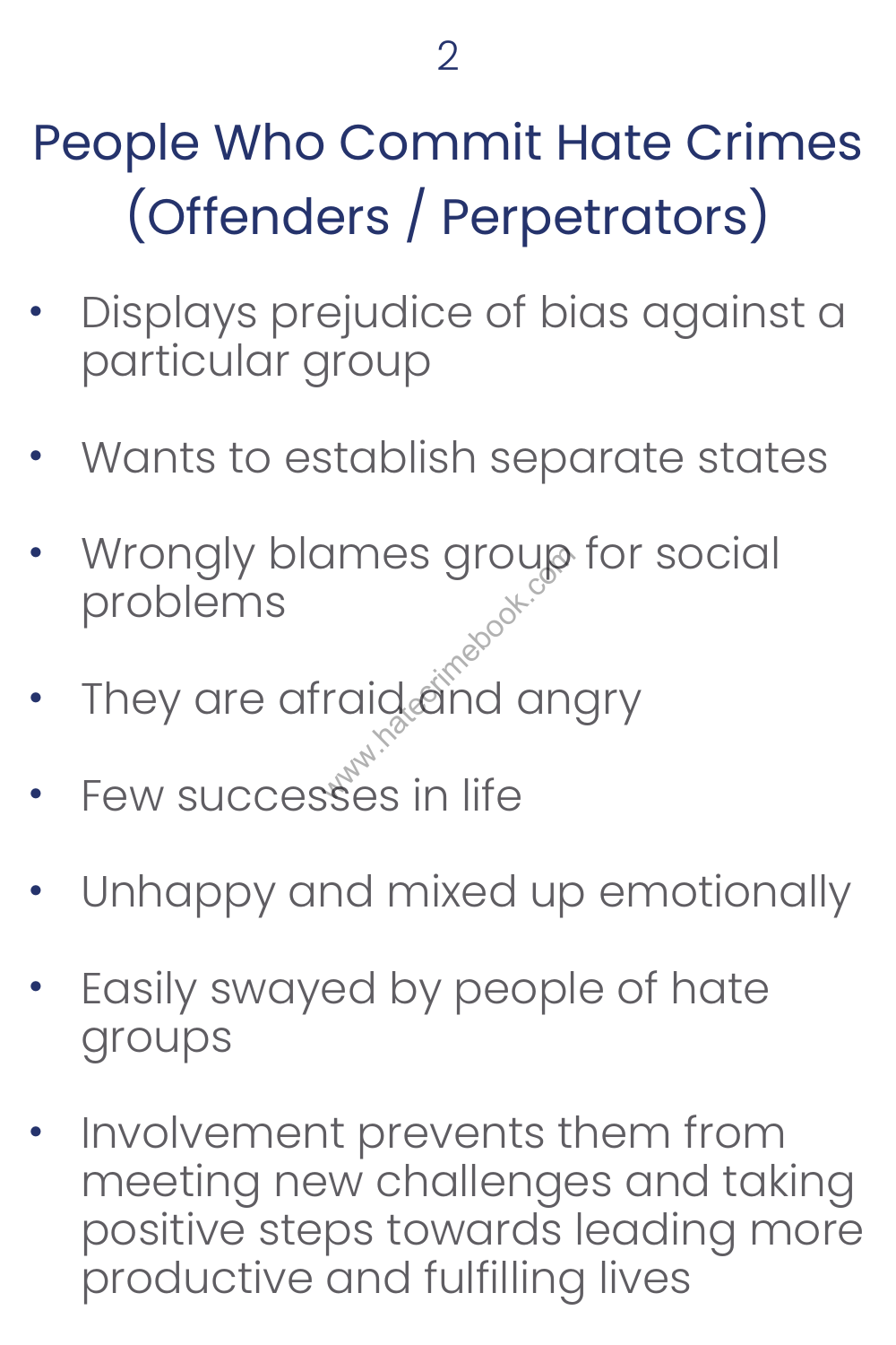# People Who Commit Hate Crimes (Offenders / Perpetrators)

- Displays prejudice of bias against a particular group
- Wants to establish separate states
- Wrongly blames group for social problems
- They are afraid and angry
- Few successes in life
- Unhappy and mixed up emotionally
- Easily swayed by people of hate groups
- Involvement prevents them from meeting new challenges and taking positive steps towards leading more productive and fulfilling lives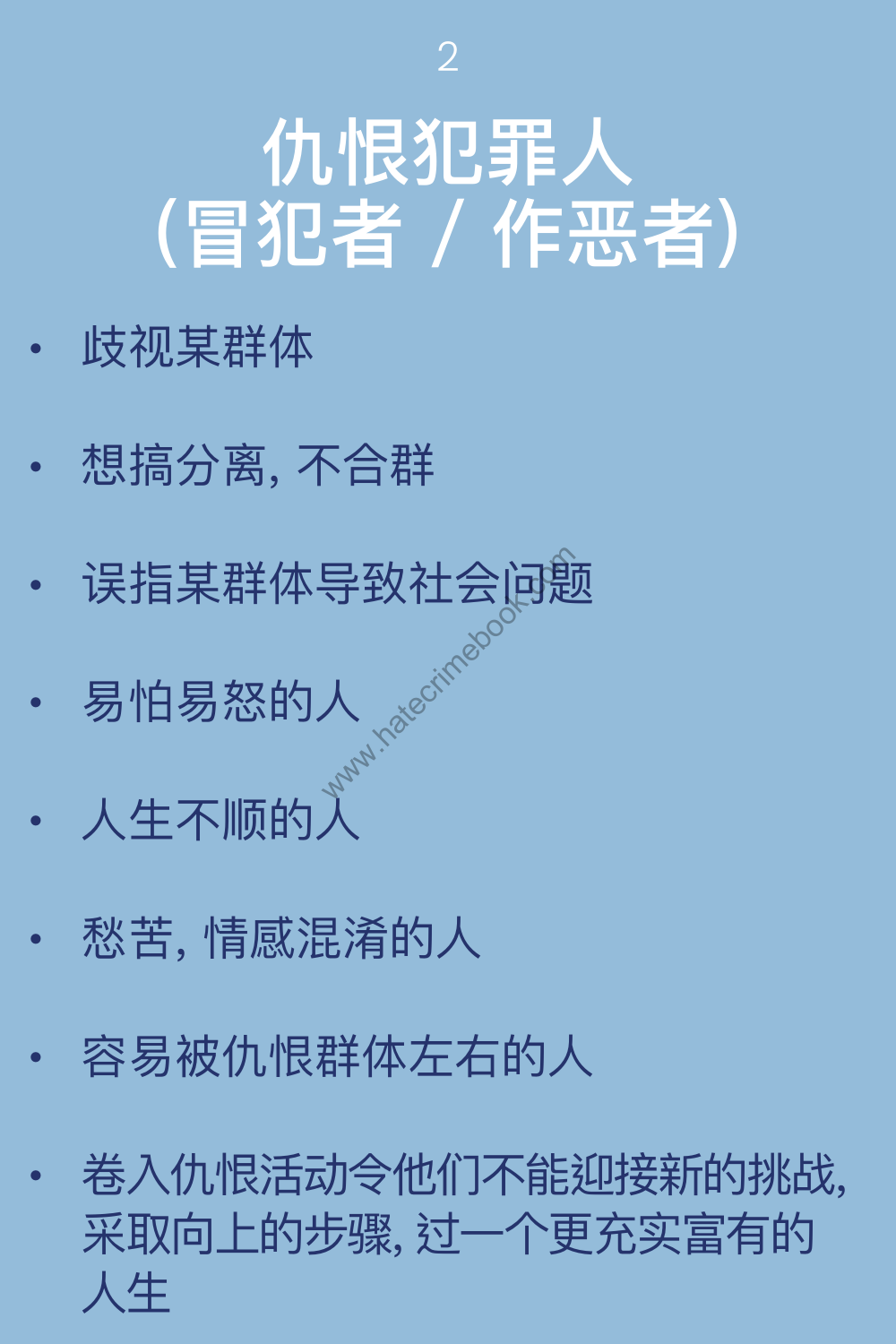# 仇恨犯罪人
# (冒犯者 / 作恶者)

- 歧视某群体
- 想搞分离, 不合群
- 误指某群体导致社会问题
- 易怕易怒的人
- 人生不顺的人
- 愁苦, 情感混淆的人
- 容易被仇恨群体左右的人
- 卷入仇恨活动令他们不能迎接新的挑战, 采取向上的步骤, 过一个更充实富有的人生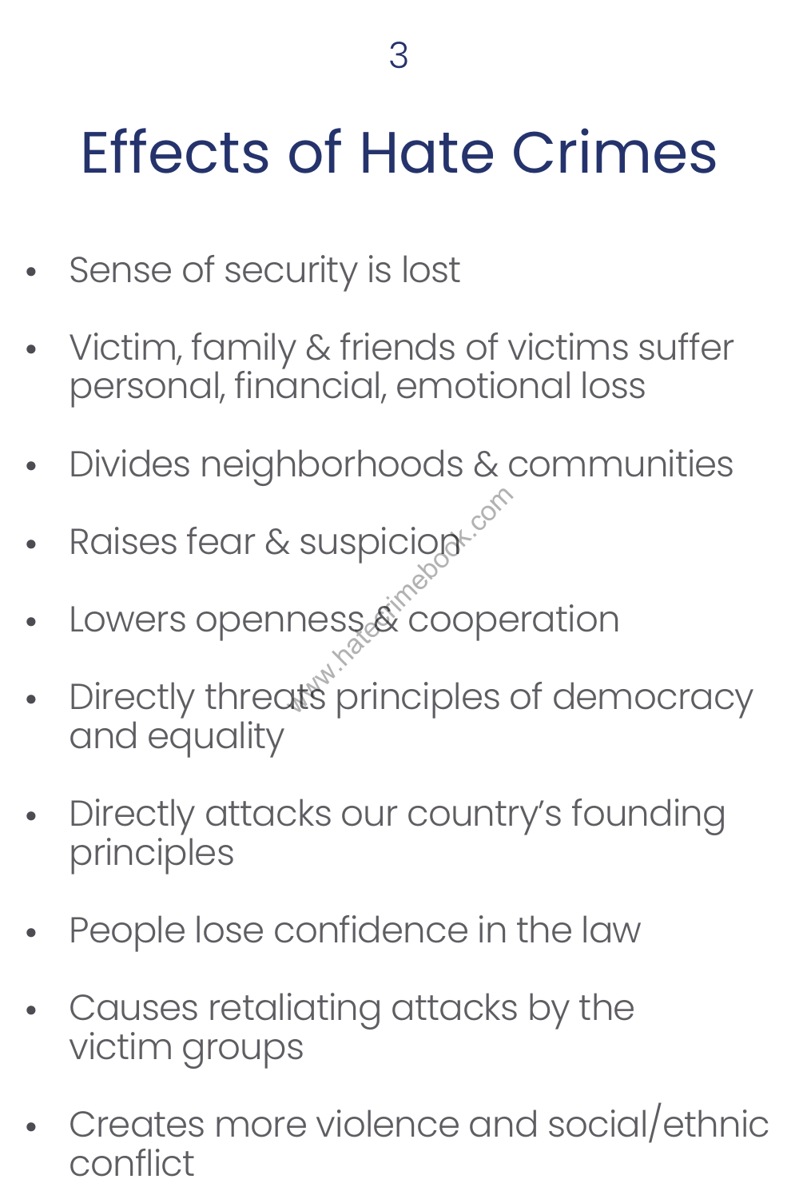# Effects of Hate Crimes

- Sense of security is lost
- Victim, family & friends of victims suffer personal, financial, emotional loss
- Divides neighborhoods & communities
- Raises fear & suspicion
- Lowers openness & cooperation
- Directly threats principles of democracy and equality
- Directly attacks our country's founding principles
- People lose confidence in the law
- Causes retaliating attacks by the victim groups
- Creates more violence and social/ethnic conflict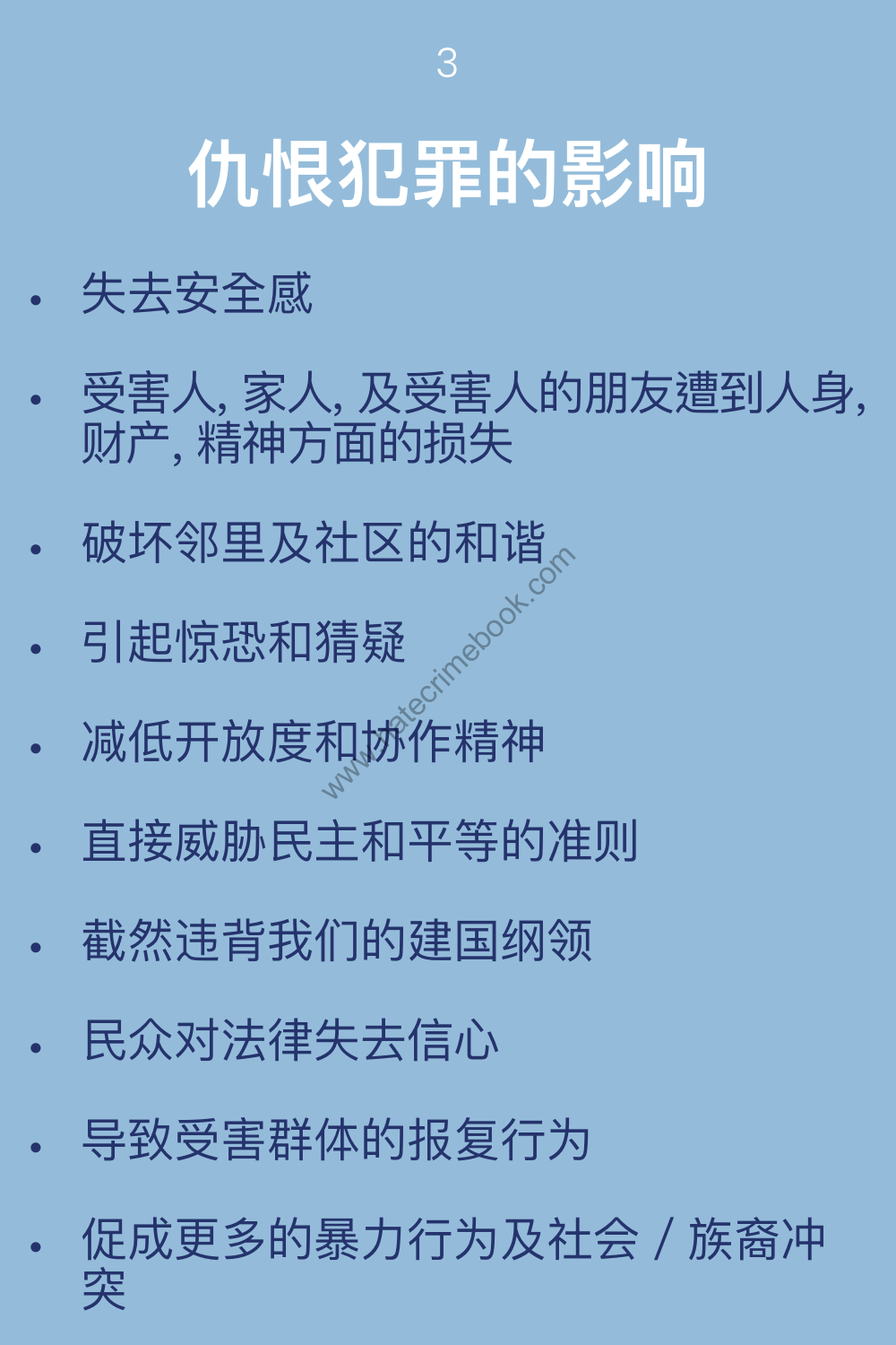# 仇恨犯罪的影响

- 失去安全感
- 受害人, 家人, 及受害人的朋友遭到人身, 财产, 精神方面的损失
- 破坏邻里及社区的和谐
- 引起惊恐和猜疑
- 减低开放度和协作精神
- 直接威胁民主和平等的准则
- 截然违背我们的建国纲领
- 民众对法律失去信心
- 导致受害群体的报复行为
- 促成更多的暴力行为及社会 / 族裔冲突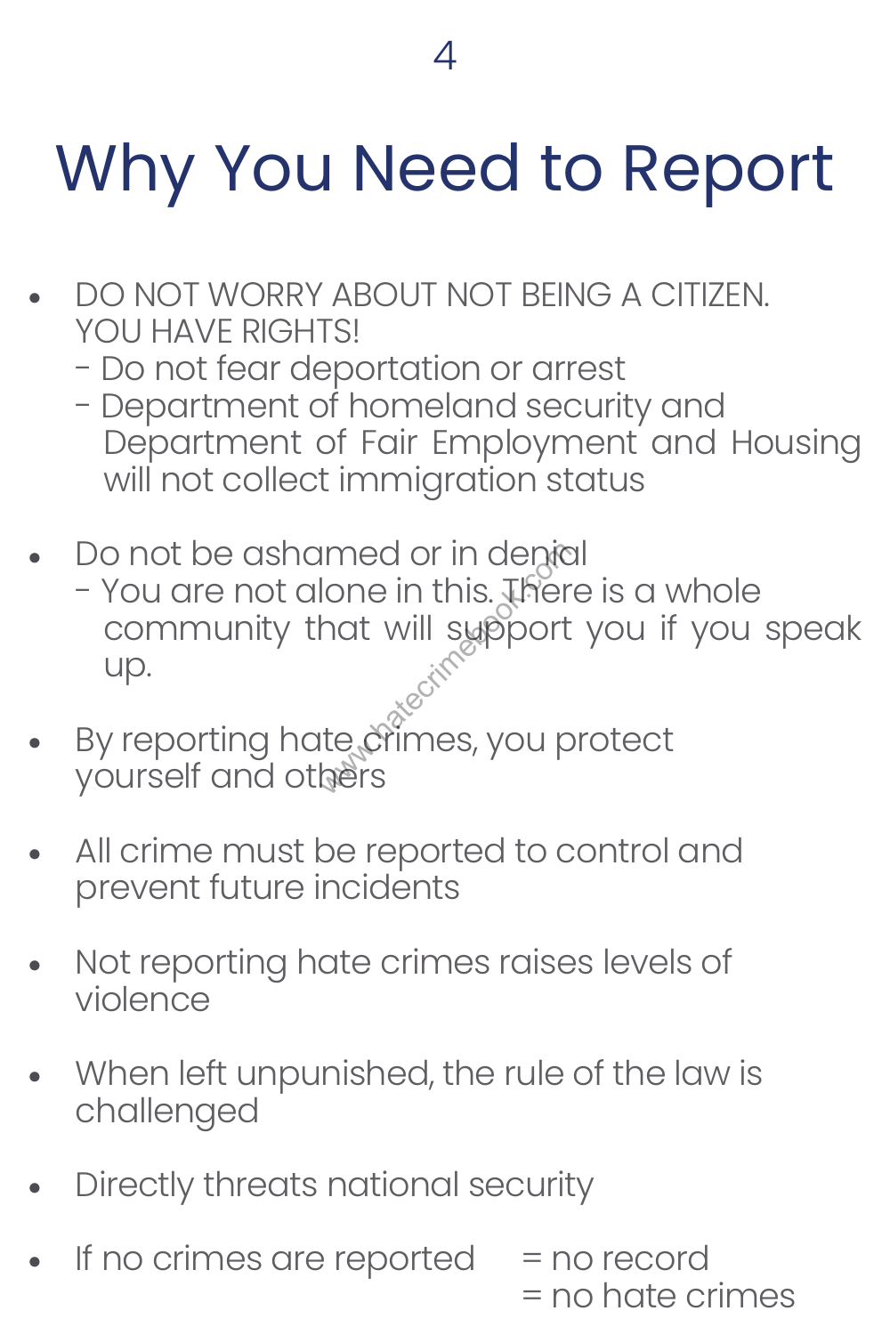# Why You Need to Report

- DO NOT WORRY ABOUT NOT BEING A CITIZEN. YOU HAVE RIGHTS!
  - Do not fear deportation or arrest
  - Department of homeland security and Department of Fair Employment and Housing will not collect immigration status
- Do not be ashamed or in denial
  - You are not alone in this. There is a whole community that will support you if you speak up.
- By reporting hate crimes, you protect yourself and others
- All crime must be reported to control and prevent future incidents
- Not reporting hate crimes raises levels of violence
- When left unpunished, the rule of the law is challenged
- Directly threats national security
- If no crimes are reported = no record = no hate crimes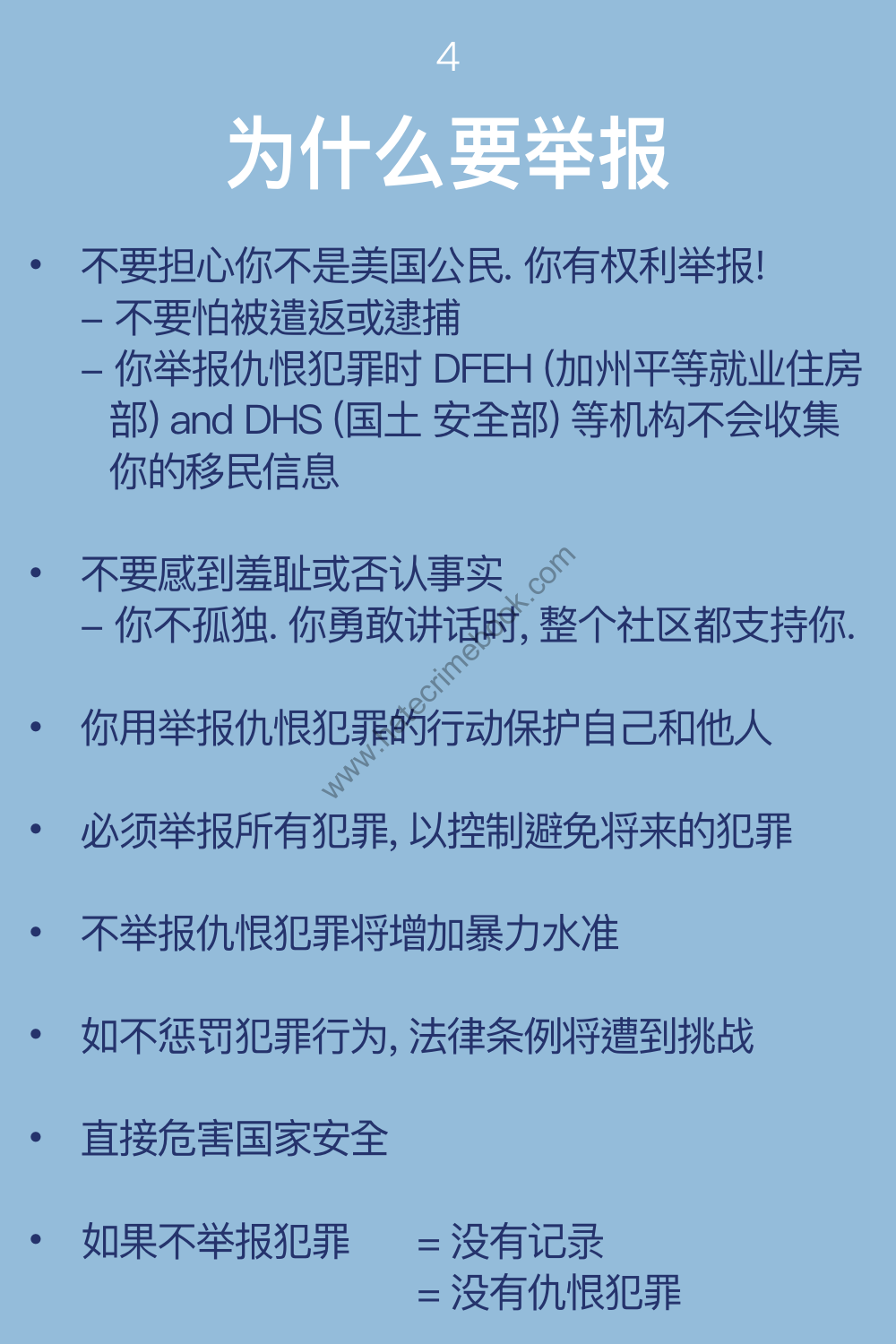# 为什么要举报

- 不要担心你不是美国公民. 你有权利举报!
  – 不要怕被遣返或逮捕
  – 你举报仇恨犯罪时 DFEH (加州平等就业住房部) and DHS (国土 安全部) 等机构不会收集你的移民信息

- 不要感到羞耻或否认事实
  – 你不孤独. 你勇敢讲话时, 整个社区都支持你.

- 你用举报仇恨犯罪的行动保护自己和他人

- 必须举报所有犯罪, 以控制避免将来的犯罪

- 不举报仇恨犯罪将增加暴力水准

- 如不惩罚犯罪行为, 法律条例将遭到挑战

- 直接危害国家安全

- 如果不举报犯罪 = 没有记录
  = 没有仇恨犯罪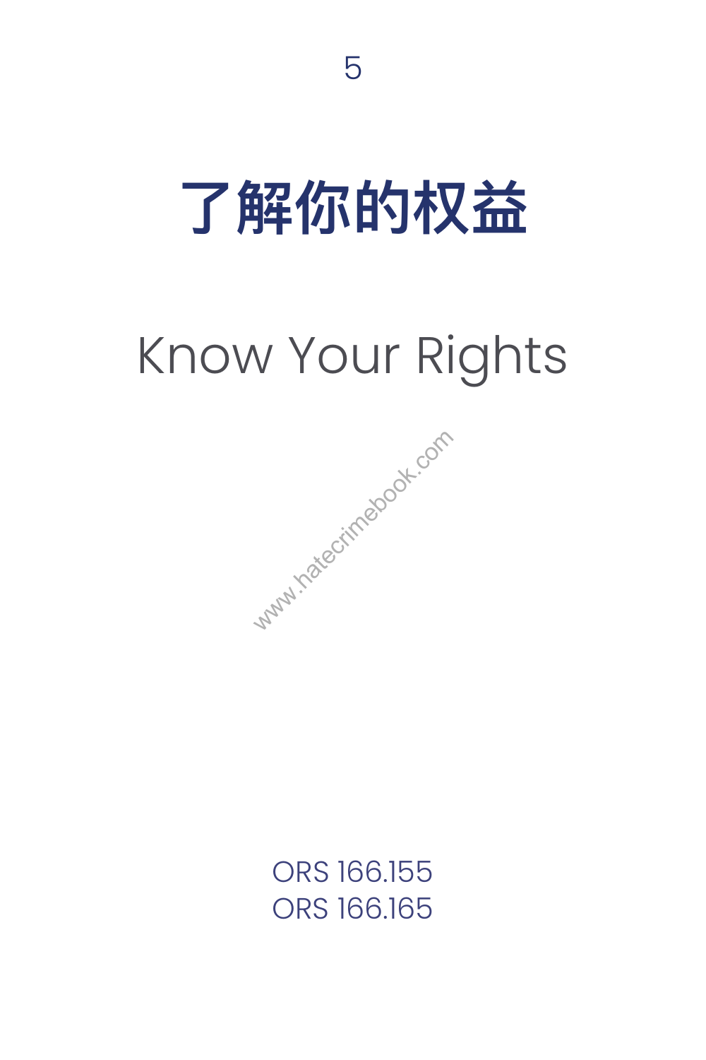# 了解你的权益

## Know Your Rights

ORS 166.155
ORS 166.165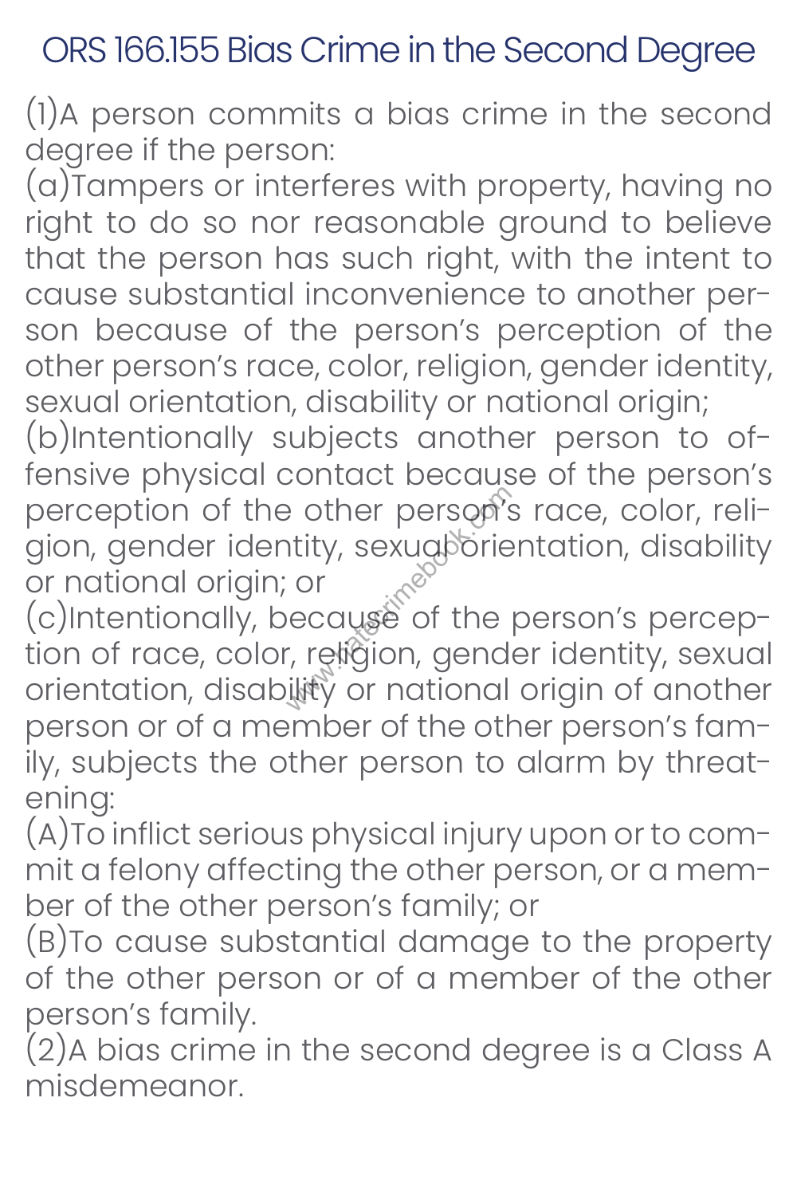# ORS 166.155 Bias Crime in the Second Degree

(1)A person commits a bias crime in the second degree if the person:

(a)Tampers or interferes with property, having no right to do so nor reasonable ground to believe that the person has such right, with the intent to cause substantial inconvenience to another person because of the person's perception of the other person's race, color, religion, gender identity, sexual orientation, disability or national origin;

(b)Intentionally subjects another person to offensive physical contact because of the person's perception of the other person's race, color, religion, gender identity, sexual orientation, disability or national origin; or

(c)Intentionally, because of the person's perception of race, color, religion, gender identity, sexual orientation, disability or national origin of another person or of a member of the other person's family, subjects the other person to alarm by threatening:

(A)To inflict serious physical injury upon or to commit a felony affecting the other person, or a member of the other person's family; or

(B)To cause substantial damage to the property of the other person or of a member of the other person's family.

(2)A bias crime in the second degree is a Class A misdemeanor.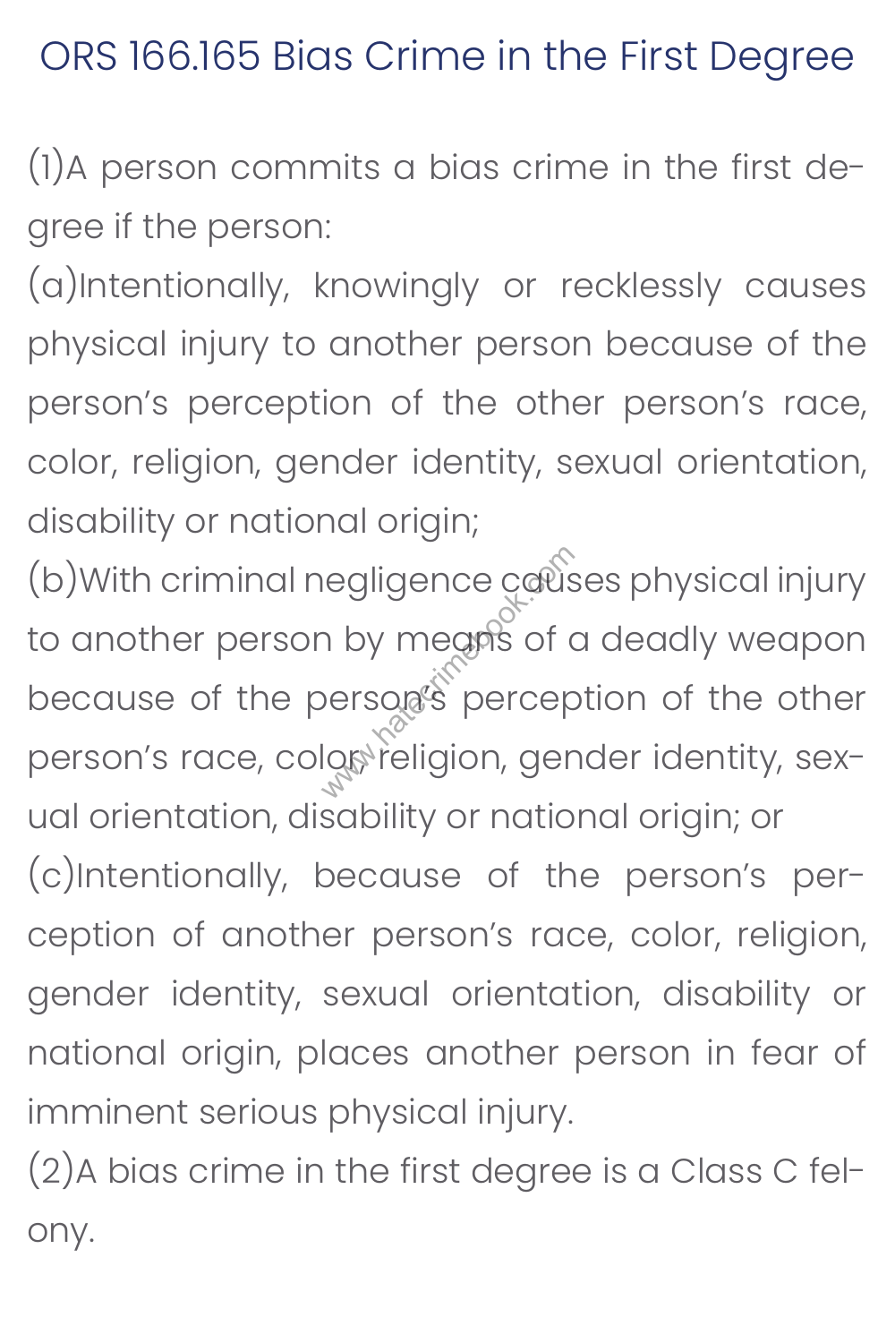# ORS 166.165 Bias Crime in the First Degree

(1)A person commits a bias crime in the first degree if the person:

(a)Intentionally, knowingly or recklessly causes physical injury to another person because of the person's perception of the other person's race, color, religion, gender identity, sexual orientation, disability or national origin;

(b)With criminal negligence causes physical injury to another person by means of a deadly weapon because of the person's perception of the other person's race, color, religion, gender identity, sexual orientation, disability or national origin; or

(c)Intentionally, because of the person's perception of another person's race, color, religion, gender identity, sexual orientation, disability or national origin, places another person in fear of imminent serious physical injury.

(2)A bias crime in the first degree is a Class C felony.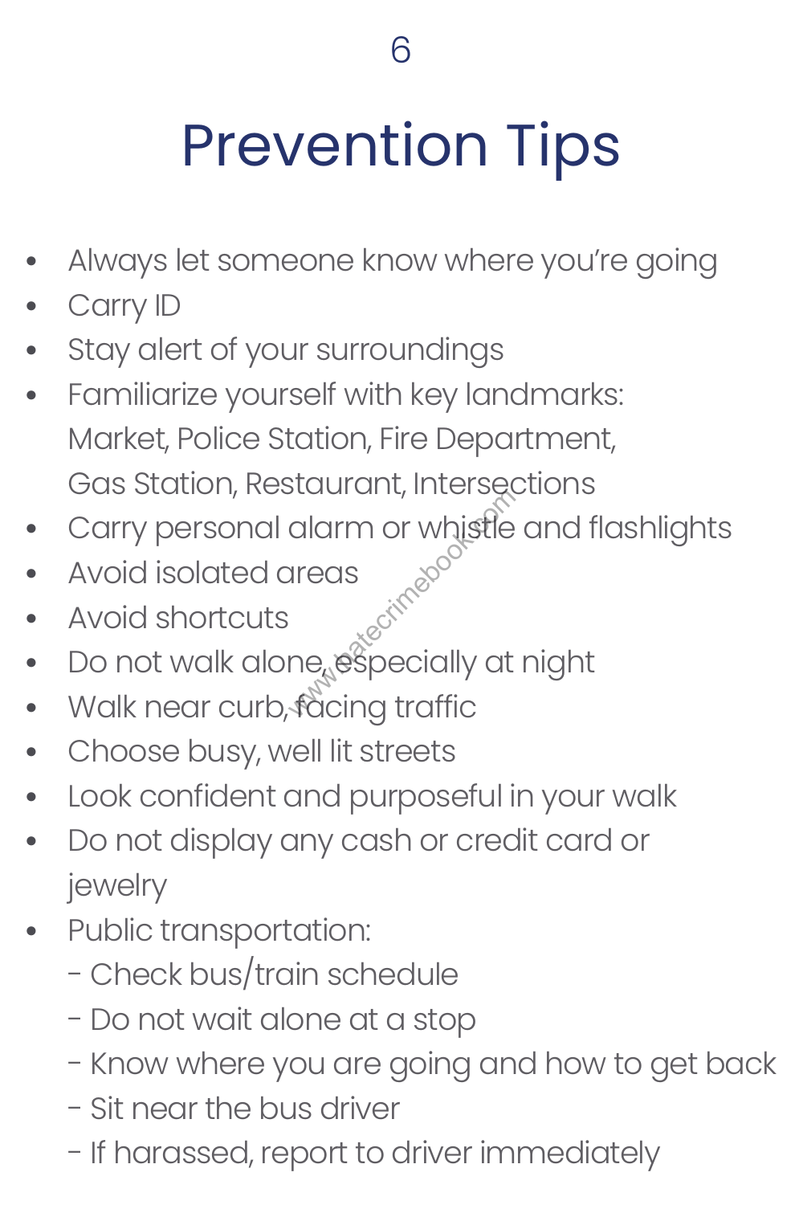# Prevention Tips

- Always let someone know where you're going
- Carry ID
- Stay alert of your surroundings
- Familiarize yourself with key landmarks: Market, Police Station, Fire Department, Gas Station, Restaurant, Intersections
- Carry personal alarm or whistle and flashlights
- Avoid isolated areas
- Avoid shortcuts
- Do not walk alone, especially at night
- Walk near curb, facing traffic
- Choose busy, well lit streets
- Look confident and purposeful in your walk
- Do not display any cash or credit card or jewelry
- Public transportation:
  - Check bus/train schedule
  - Do not wait alone at a stop
  - Know where you are going and how to get back
  - Sit near the bus driver
  - If harassed, report to driver immediately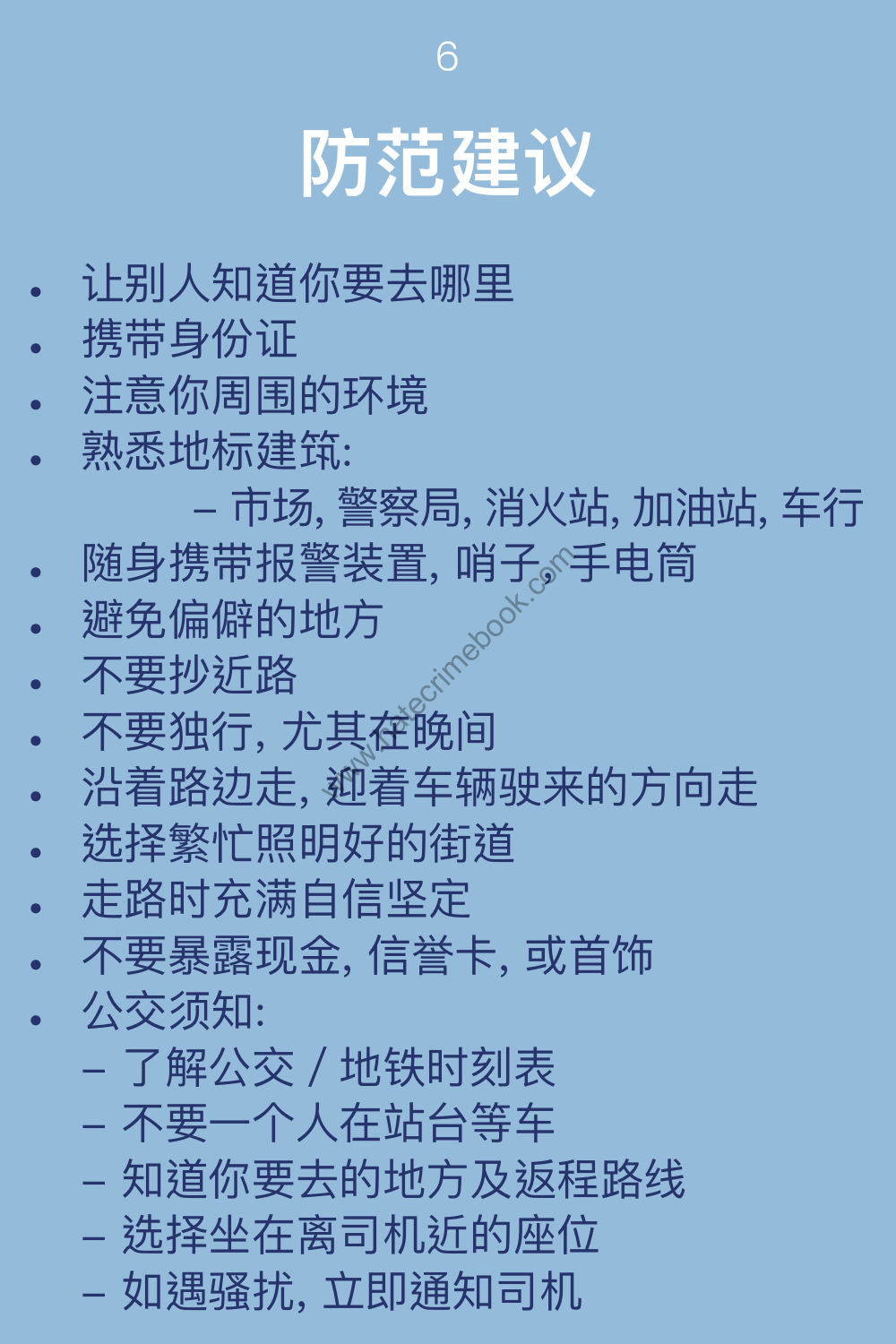# 防范建议

- 让别人知道你要去哪里
- 携带身份证
- 注意你周围的环境
- 熟悉地标建筑:
  - 市场, 警察局, 消火站, 加油站, 车行
- 随身携带报警装置, 哨子, 手电筒
- 避免偏僻的地方
- 不要抄近路
- 不要独行, 尤其在晚间
- 沿着路边走, 迎着车辆驶来的方向走
- 选择繁忙照明好的街道
- 走路时充满自信坚定
- 不要暴露现金, 信誉卡, 或首饰
- 公交须知:
  - 了解公交 / 地铁时刻表
  - 不要一个人在站台等车
  - 知道你要去的地方及返程路线
  - 选择坐在离司机近的座位
  - 如遇骚扰, 立即通知司机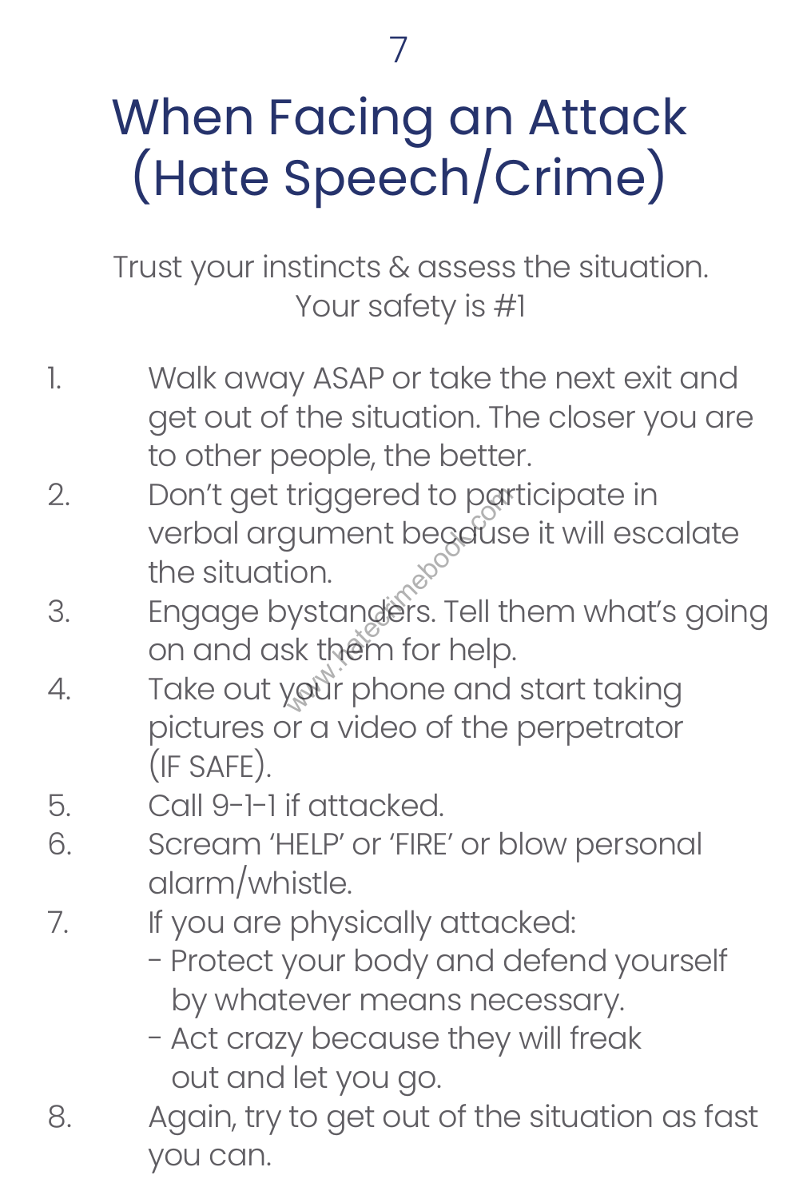# When Facing an Attack (Hate Speech/Crime)

Trust your instincts & assess the situation.
Your safety is #1

1. Walk away ASAP or take the next exit and get out of the situation. The closer you are to other people, the better.
2. Don't get triggered to participate in verbal argument because it will escalate the situation.
3. Engage bystanders. Tell them what's going on and ask them for help.
4. Take out your phone and start taking pictures or a video of the perpetrator (IF SAFE).
5. Call 9-1-1 if attacked.
6. Scream 'HELP' or 'FIRE' or blow personal alarm/whistle.
7. If you are physically attacked:
   - Protect your body and defend yourself by whatever means necessary.
   - Act crazy because they will freak out and let you go.
8. Again, try to get out of the situation as fast you can.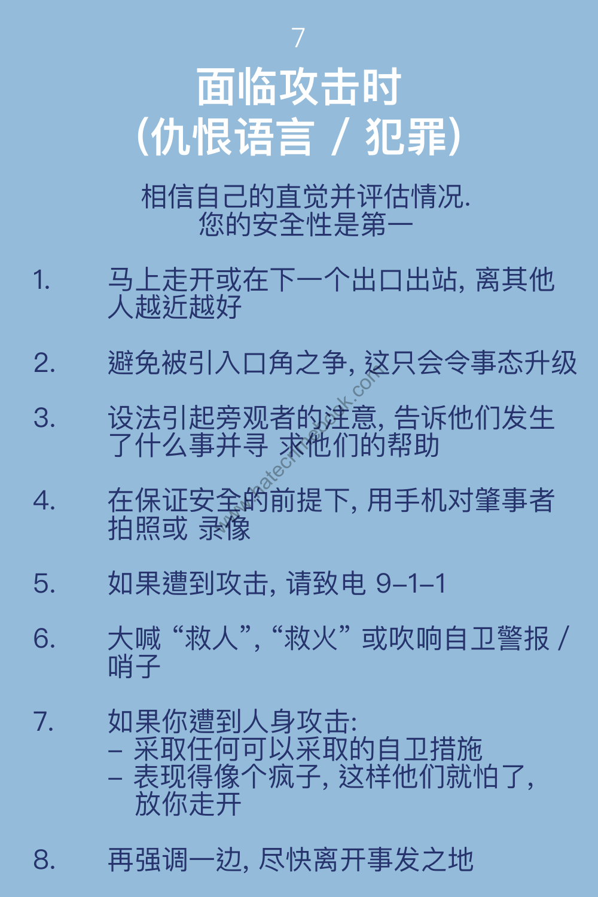7

# 面临攻击时
# (仇恨语言 / 犯罪)

相信自己的直觉并评估情况.
您的安全性是第一

1. 马上走开或在下一个出口出站, 离其他人越近越好

2. 避免被引入口角之争, 这只会令事态升级

3. 设法引起旁观者的注意, 告诉他们发生了什么事并寻 求他们的帮助

4. 在保证安全的前提下, 用手机对肇事者拍照或 录像

5. 如果遭到攻击, 请致电 9–1–1

6. 大喊 "救人", "救火" 或吹响自卫警报 / 哨子

7. 如果你遭到人身攻击:
   – 采取任何可以采取的自卫措施
   – 表现得像个疯子, 这样他们就怕了, 放你走开

8. 再强调一边, 尽快离开事发之地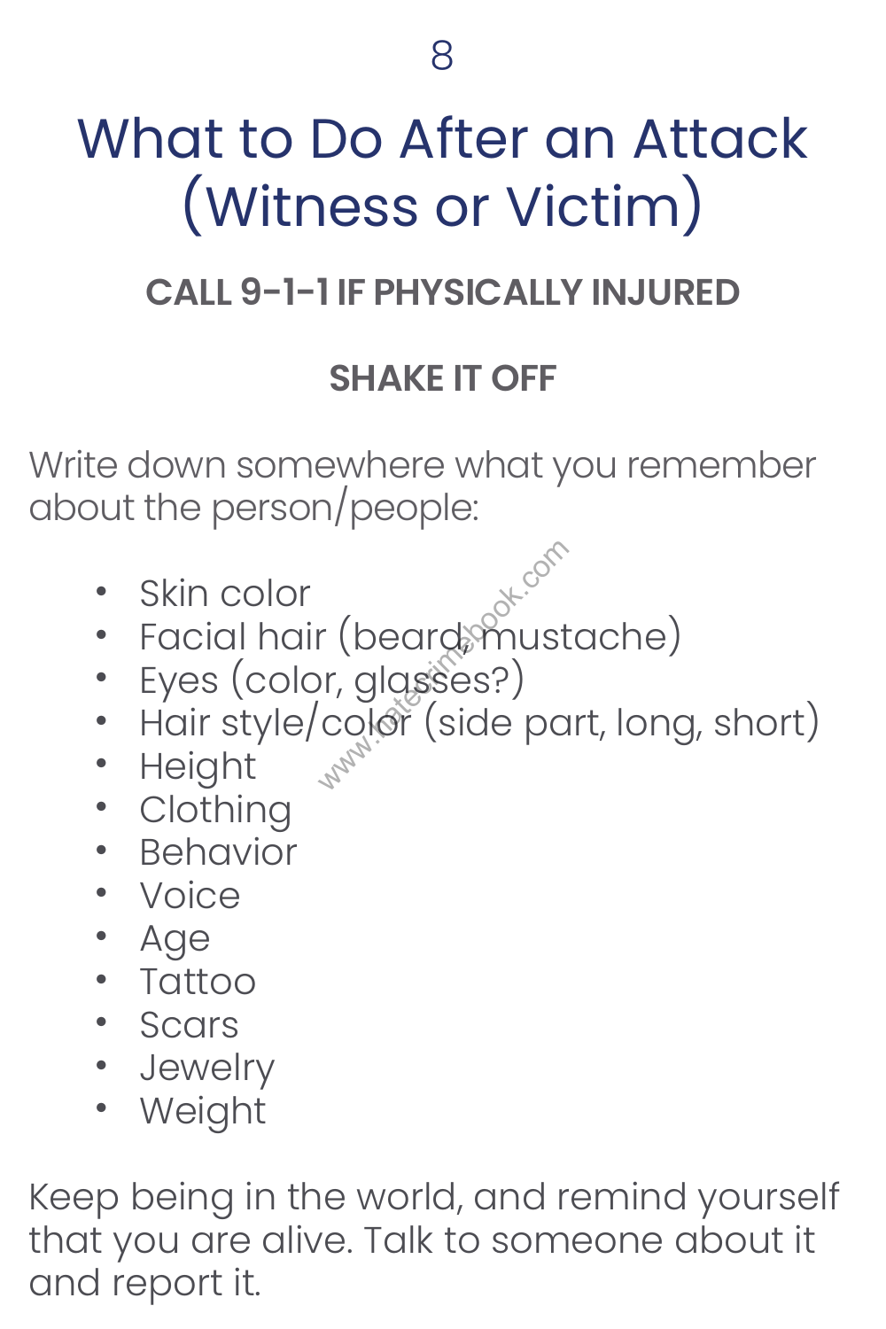# What to Do After an Attack (Witness or Victim)

**CALL 9-1-1 IF PHYSICALLY INJURED**

**SHAKE IT OFF**

Write down somewhere what you remember about the person/people:

- Skin color
- Facial hair (beard, mustache)
- Eyes (color, glasses?)
- Hair style/color (side part, long, short)
- Height
- Clothing
- Behavior
- Voice
- Age
- Tattoo
- Scars
- Jewelry
- Weight

Keep being in the world, and remind yourself that you are alive. Talk to someone about it and report it.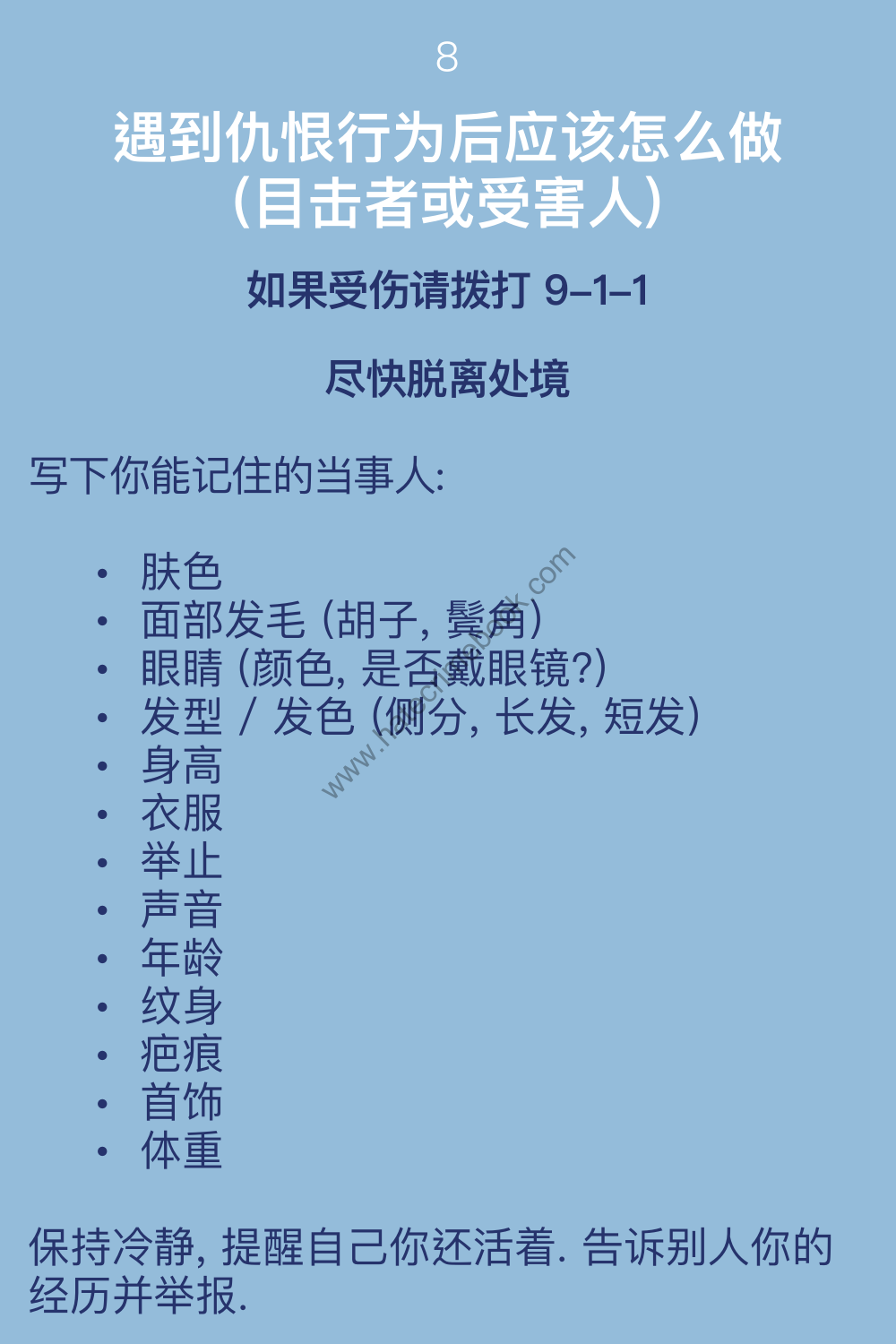# 遇到仇恨行为后应该怎么做（目击者或受害人）

**如果受伤请拨打 9–1–1**

**尽快脱离处境**

写下你能记住的当事人:

- 肤色
- 面部发毛 (胡子, 鬓角)
- 眼睛 (颜色, 是否戴眼镜?)
- 发型 / 发色 (侧分, 长发, 短发)
- 身高
- 衣服
- 举止
- 声音
- 年龄
- 纹身
- 疤痕
- 首饰
- 体重

保持冷静, 提醒自己你还活着. 告诉别人你的经历并举报.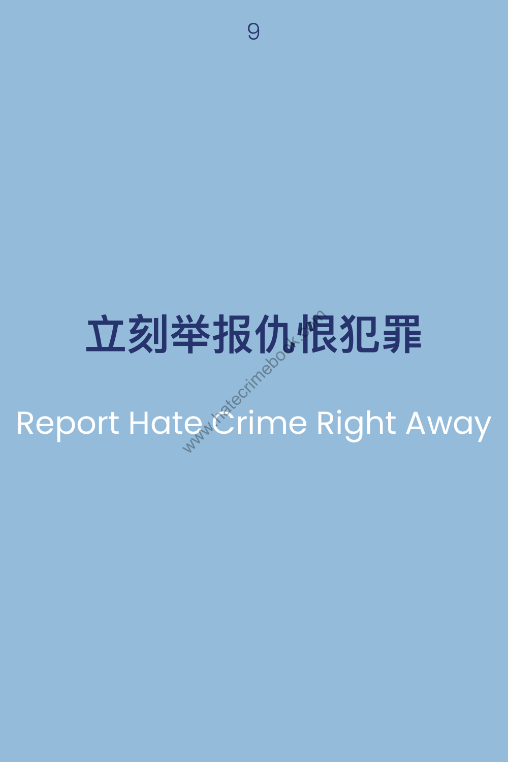# 9

# 立刻举报仇恨犯罪

## Report Hate Crime Right Away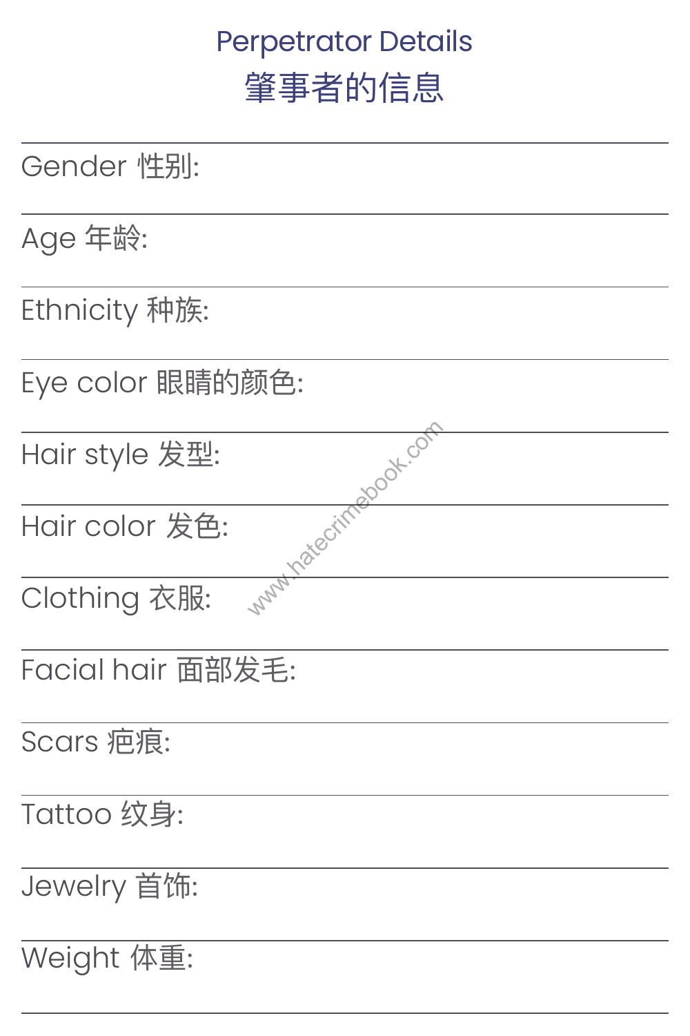## Perpetrator Details
## 肇事者的信息

Gender 性别:

Age 年龄:

Ethnicity 种族:

Eye color 眼睛的颜色:

Hair style 发型:

Hair color 发色:

Clothing 衣服:

Facial hair 面部发毛:

Scars 疤痕:

Tattoo 纹身:

Jewelry 首饰:

Weight 体重: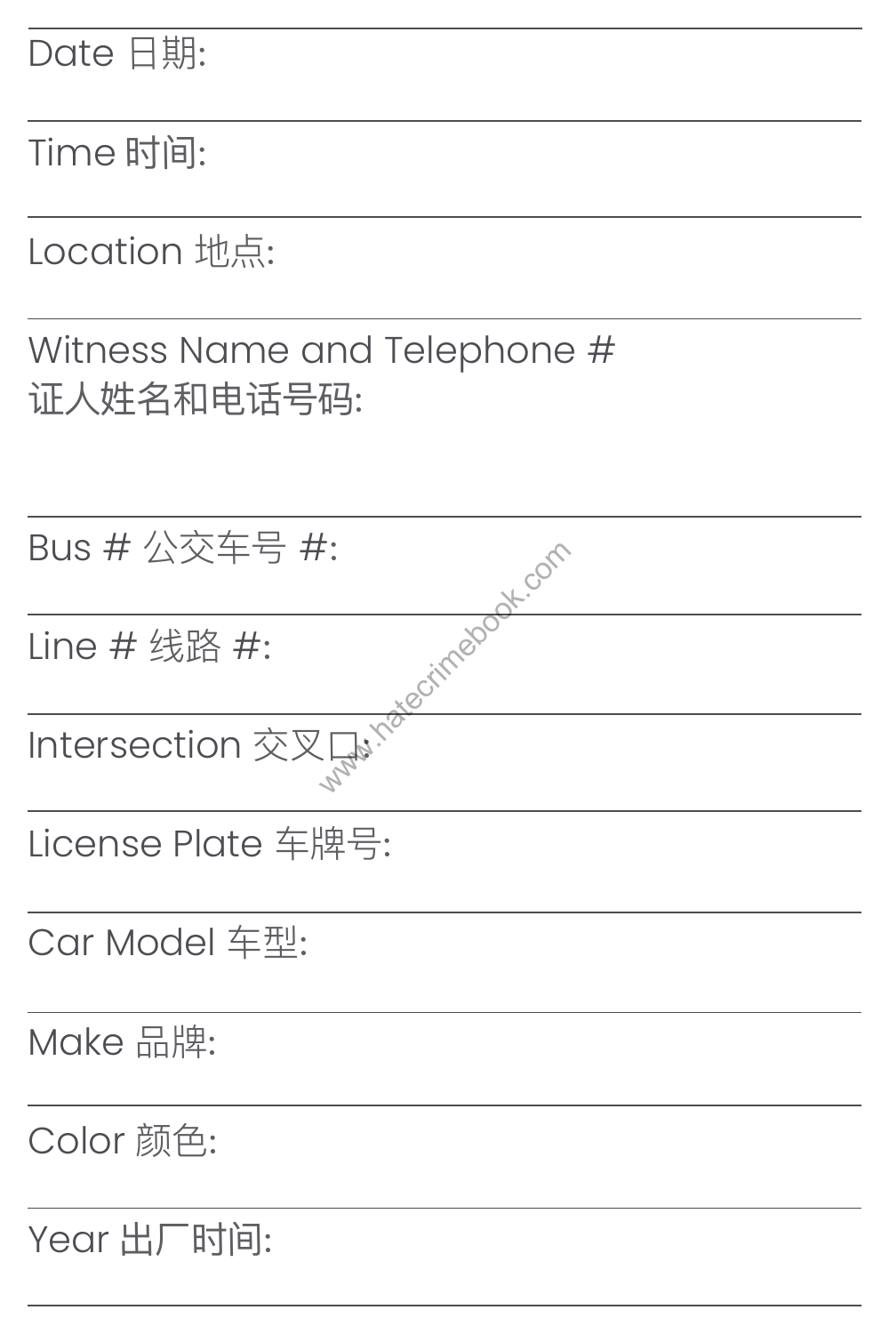Date 日期:

Time 时间:

Location 地点:

Witness Name and Telephone #
证人姓名和电话号码:

Bus # 公交车号 #:

Line # 线路 #:

Intersection 交叉口:

License Plate 车牌号:

Car Model 车型:

Make 品牌:

Color 颜色:

Year 出厂时间: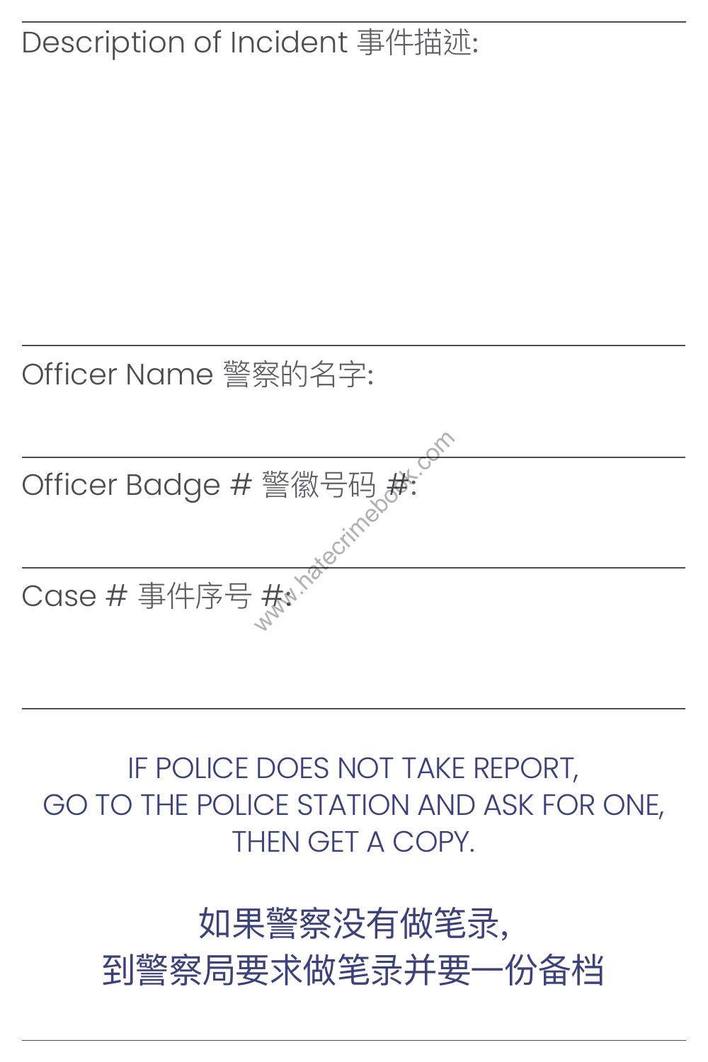Description of Incident 事件描述:

Officer Name 警察的名字:

Officer Badge # 警徽号码 #:

Case # 事件序号 #:

IF POLICE DOES NOT TAKE REPORT,
GO TO THE POLICE STATION AND ASK FOR ONE,
THEN GET A COPY.

如果警察没有做笔录,
到警察局要求做笔录并要一份备档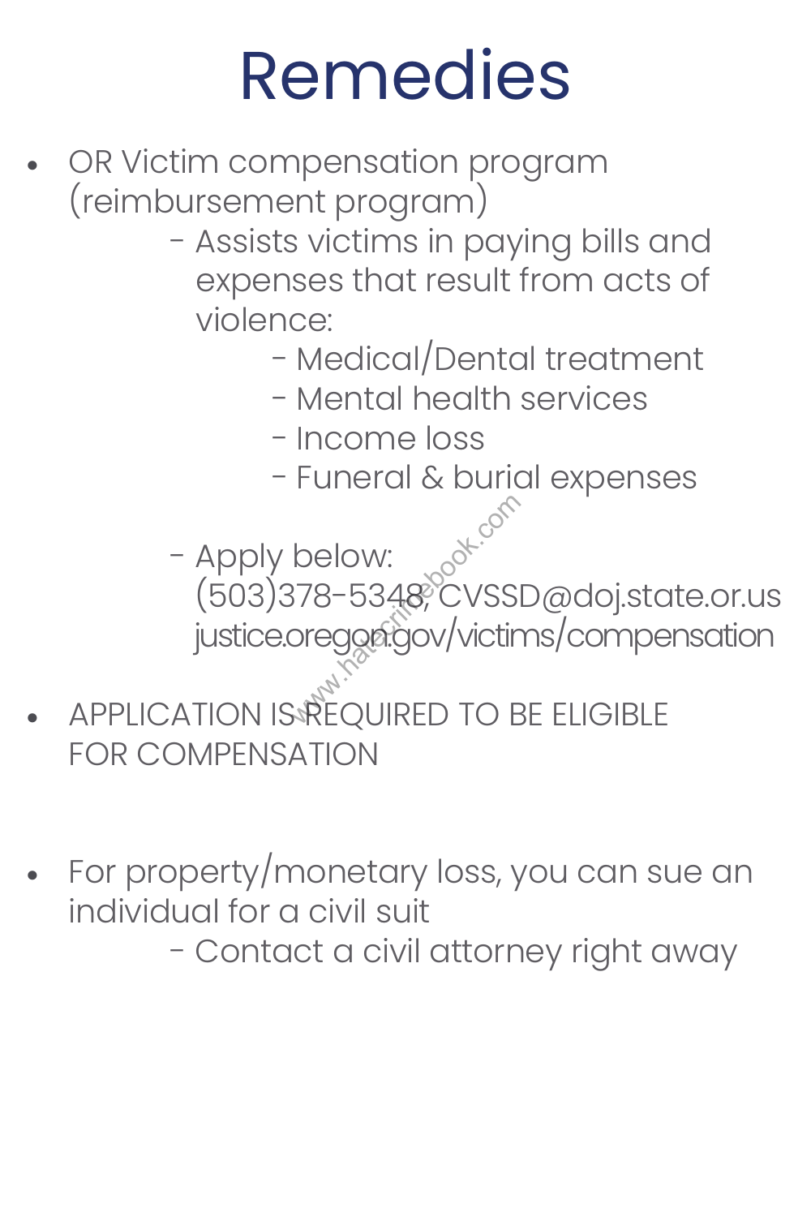# Remedies

- OR Victim compensation program (reimbursement program)
  - Assists victims in paying bills and expenses that result from acts of violence:
    - Medical/Dental treatment
    - Mental health services
    - Income loss
    - Funeral & burial expenses
  - Apply below:
    (503)378-5348, CVSSD@doj.state.or.us
    justice.oregon.gov/victims/compensation
- APPLICATION IS REQUIRED TO BE ELIGIBLE FOR COMPENSATION
- For property/monetary loss, you can sue an individual for a civil suit
  - Contact a civil attorney right away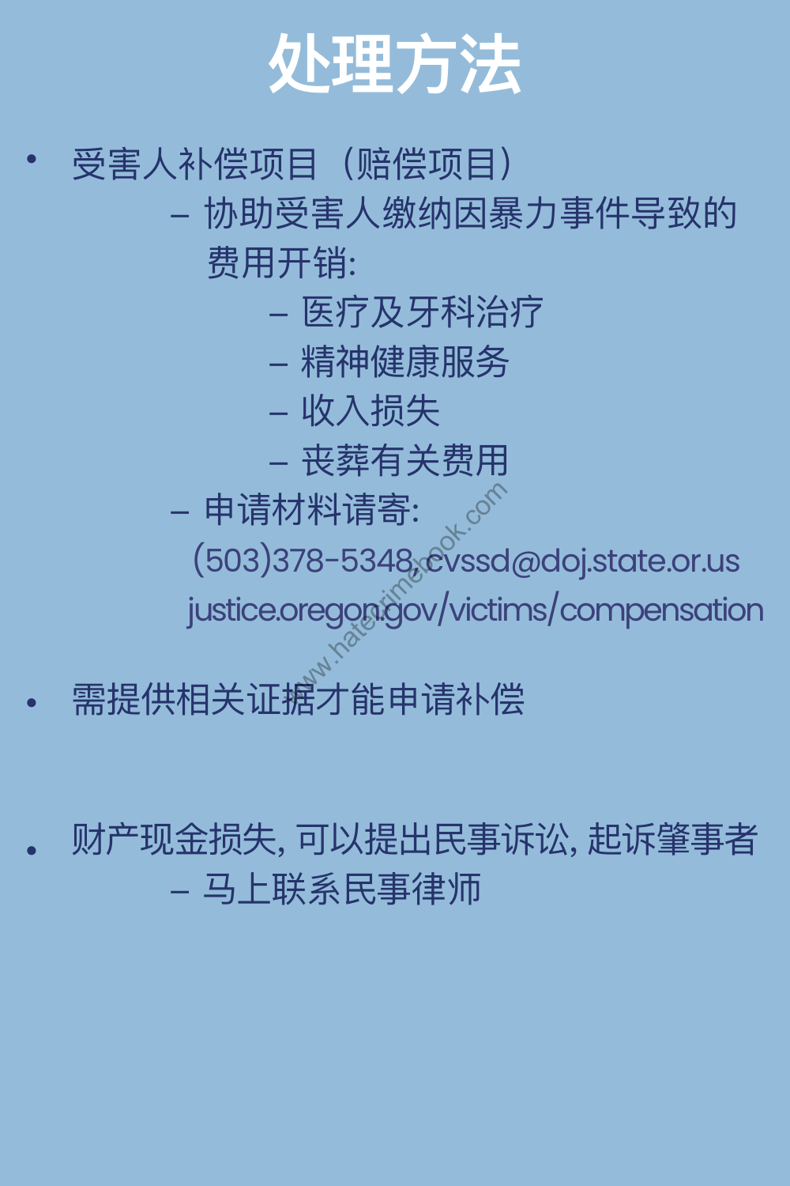# 处理方法

- 受害人补偿项目（赔偿项目）
  - 协助受害人缴纳因暴力事件导致的费用开销:
    - 医疗及牙科治疗
    - 精神健康服务
    - 收入损失
    - 丧葬有关费用
  - 申请材料请寄:
    (503)378-5348, cvssd@doj.state.or.us
    justice.oregon.gov/victims/compensation
- 需提供相关证据才能申请补偿
- 财产现金损失, 可以提出民事诉讼, 起诉肇事者
  - 马上联系民事律师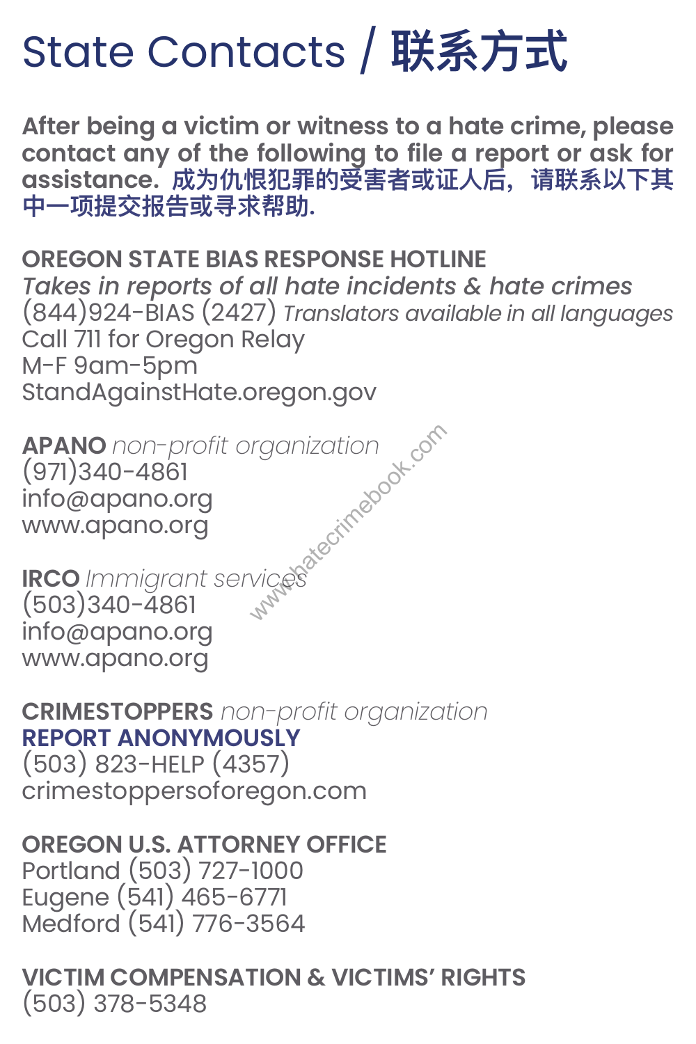# State Contacts / 联系方式

**After being a victim or witness to a hate crime, please contact any of the following to file a report or ask for assistance.** **成为仇恨犯罪的受害者或证人后，请联系以下其中一项提交报告或寻求帮助.**

**OREGON STATE BIAS RESPONSE HOTLINE**
*Takes in reports of all hate incidents & hate crimes*
(844)924-BIAS (2427) *Translators available in all languages*
Call 711 for Oregon Relay
M-F 9am-5pm
StandAgainstHate.oregon.gov

**APANO** *non-profit organization*
(971)340-4861
info@apano.org
www.apano.org

**IRCO** *Immigrant services*
(503)340-4861
info@apano.org
www.apano.org

**CRIMESTOPPERS** *non-profit organization*
**REPORT ANONYMOUSLY**
(503) 823-HELP (4357)
crimestoppersoforegon.com

**OREGON U.S. ATTORNEY OFFICE**
Portland (503) 727-1000
Eugene (541) 465-6771
Medford (541) 776-3564

**VICTIM COMPENSATION & VICTIMS' RIGHTS**
(503) 378-5348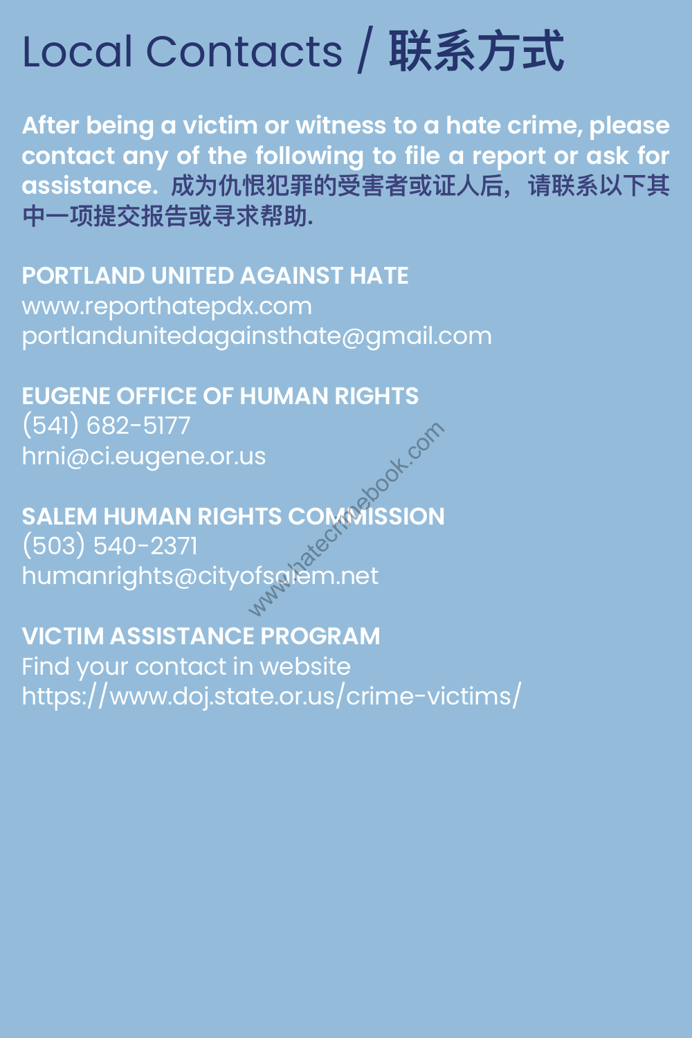# Local Contacts / 联系方式

**After being a victim or witness to a hate crime, please contact any of the following to file a report or ask for assistance. 成为仇恨犯罪的受害者或证人后，请联系以下其中一项提交报告或寻求帮助.**

**PORTLAND UNITED AGAINST HATE**
www.reporthatepdx.com
portlandunitedagainsthate@gmail.com

**EUGENE OFFICE OF HUMAN RIGHTS**
(541) 682-5177
hrni@ci.eugene.or.us

**SALEM HUMAN RIGHTS COMMISSION**
(503) 540-2371
humanrights@cityofsalem.net

**VICTIM ASSISTANCE PROGRAM**
Find your contact in website
https://www.doj.state.or.us/crime-victims/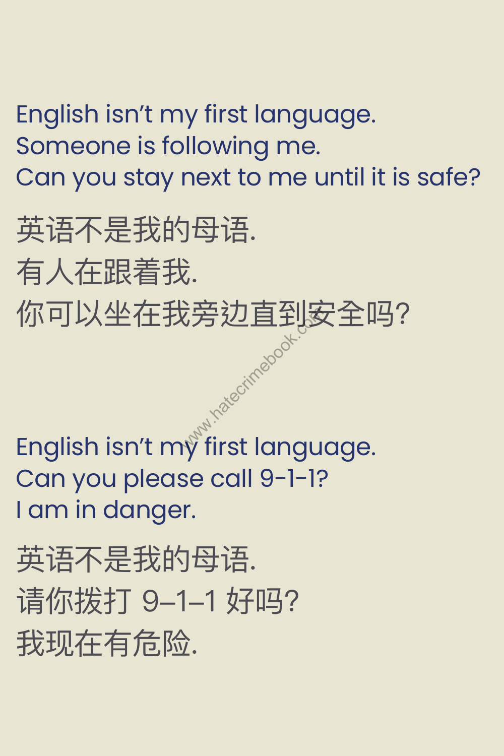English isn't my first language.
Someone is following me.
Can you stay next to me until it is safe?

英语不是我的母语.
有人在跟着我.
你可以坐在我旁边直到安全吗?

English isn't my first language.
Can you please call 9-1-1?
I am in danger.

英语不是我的母语.
请你拨打 9–1–1 好吗?
我现在有危险.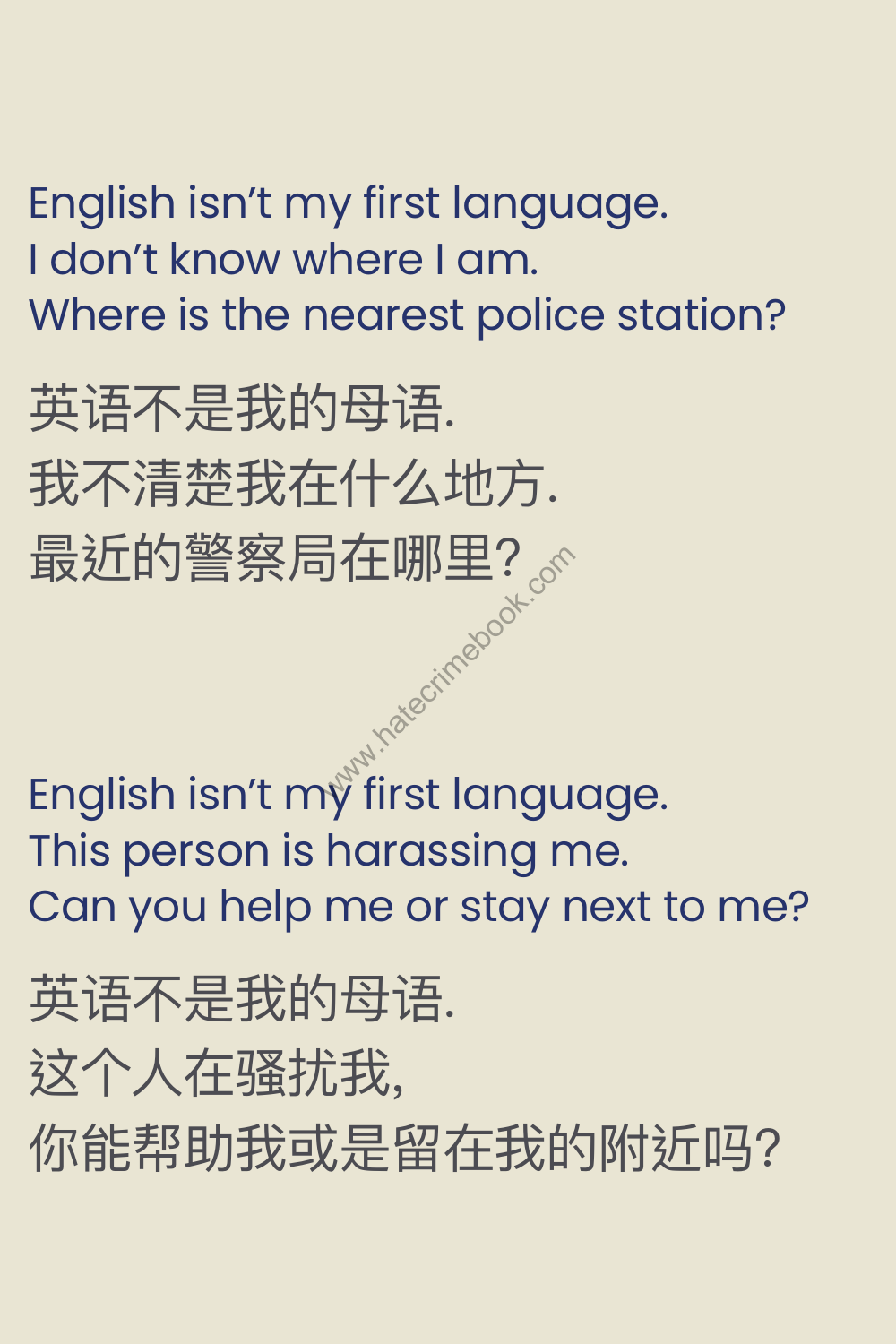English isn’t my first language.
I don’t know where I am.
Where is the nearest police station?

英语不是我的母语.
我不清楚我在什么地方.
最近的警察局在哪里?

English isn’t my first language.
This person is harassing me.
Can you help me or stay next to me?

英语不是我的母语.
这个人在骚扰我,
你能帮助我或是留在我的附近吗?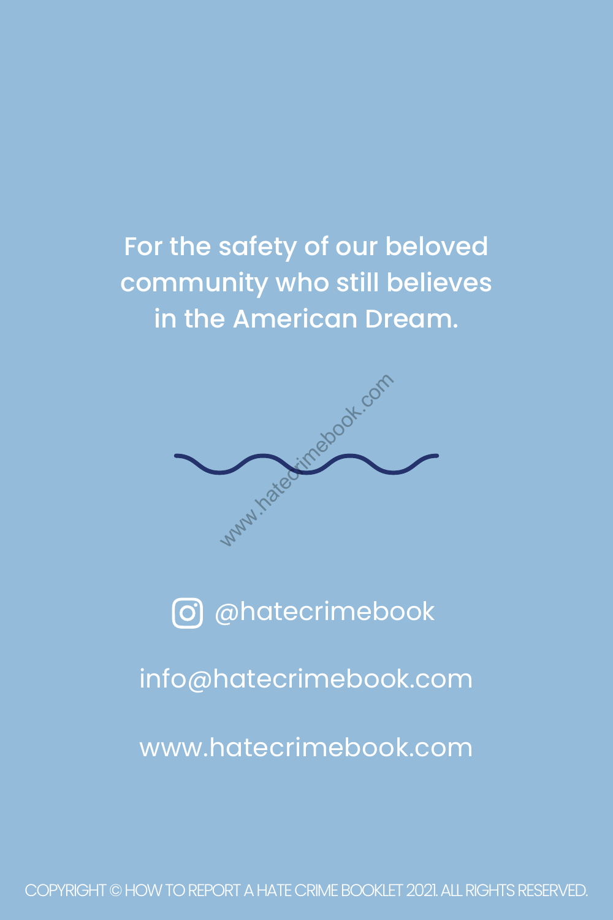For the safety of our beloved community who still believes in the American Dream.

@hatecrimebook

info@hatecrimebook.com

www.hatecrimebook.com

COPYRIGHT © HOW TO REPORT A HATE CRIME BOOKLET 2021. ALL RIGHTS RESERVED.